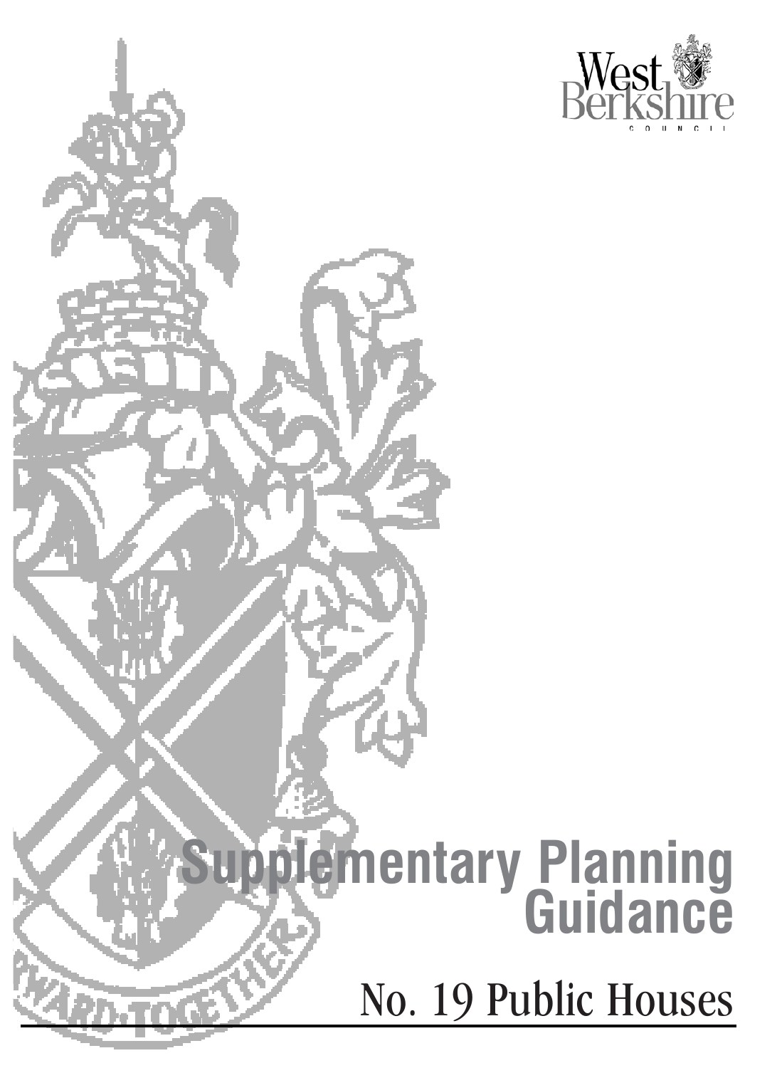West Berkshire COUNCIL

# Supplementary Planning Guidance

## No. 19 Public Houses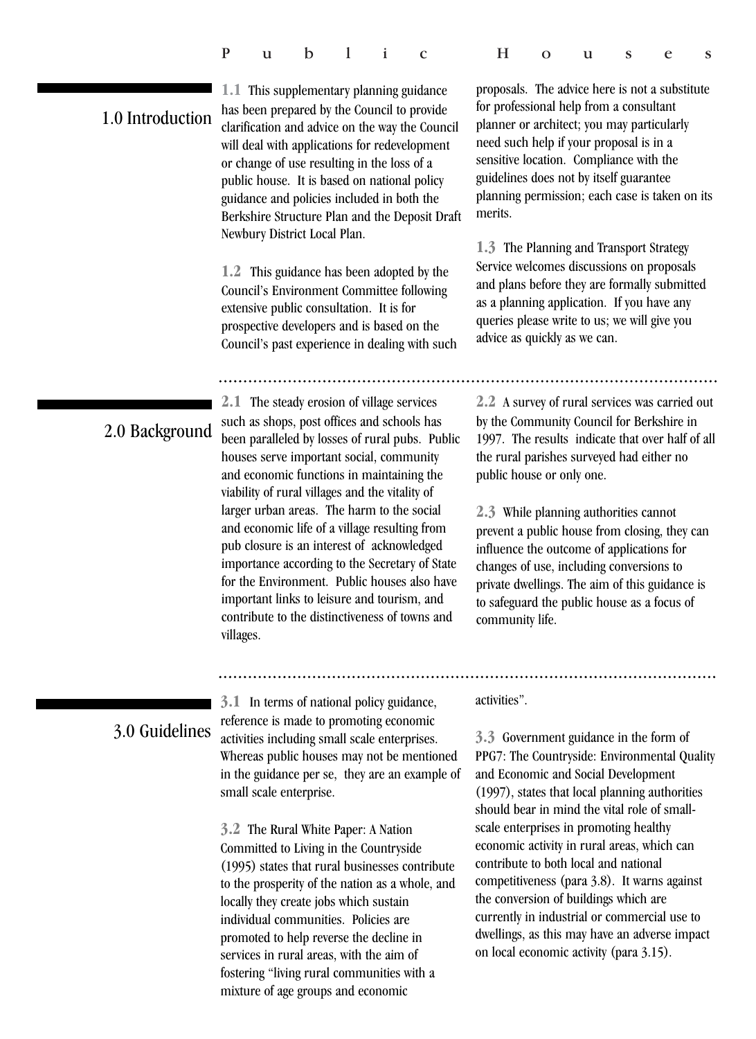## 1.0 Introduction

**1.1** This supplementary planning guidance has been prepared by the Council to provide clarification and advice on the way the Council will deal with applications for redevelopment or change of use resulting in the loss of a public house. It is based on national policy guidance and policies included in both the Berkshire Structure Plan and the Deposit Draft Newbury District Local Plan.

**1.2** This guidance has been adopted by the Council's Environment Committee following extensive public consultation. It is for prospective developers and is based on the Council's past experience in dealing with such proposals. The advice here is not a substitute for professional help from a consultant planner or architect; you may particularly need such help if your proposal is in a sensitive location. Compliance with the guidelines does not by itself guarantee planning permission; each case is taken on its merits.

**1.3** The Planning and Transport Strategy Service welcomes discussions on proposals and plans before they are formally submitted as a planning application. If you have any queries please write to us; we will give you advice as quickly as we can.

## 2.0 Background

**2.1** The steady erosion of village services such as shops, post offices and schools has been paralleled by losses of rural pubs. Public houses serve important social, community and economic functions in maintaining the viability of rural villages and the vitality of larger urban areas. The harm to the social and economic life of a village resulting from pub closure is an interest of acknowledged importance according to the Secretary of State for the Environment. Public houses also have important links to leisure and tourism, and contribute to the distinctiveness of towns and villages.

**2.2** A survey of rural services was carried out by the Community Council for Berkshire in 1997. The results indicate that over half of all the rural parishes surveyed had either no public house or only one.

**2.3** While planning authorities cannot prevent a public house from closing, they can influence the outcome of applications for changes of use, including conversions to private dwellings. The aim of this guidance is to safeguard the public house as a focus of community life.

## 3.0 Guidelines

**3.1** In terms of national policy guidance, reference is made to promoting economic activities including small scale enterprises. Whereas public houses may not be mentioned in the guidance per se, they are an example of small scale enterprise.

**3.2** The Rural White Paper: A Nation Committed to Living in the Countryside (1995) states that rural businesses contribute to the prosperity of the nation as a whole, and locally they create jobs which sustain individual communities. Policies are promoted to help reverse the decline in services in rural areas, with the aim of fostering "living rural communities with a mixture of age groups and economic activities".

**3.3** Government guidance in the form of PPG7: The Countryside: Environmental Quality and Economic and Social Development (1997), states that local planning authorities should bear in mind the vital role of small-scale enterprises in promoting healthy economic activity in rural areas, which can contribute to both local and national competitiveness (para 3.8). It warns against the conversion of buildings which are currently in industrial or commercial use to dwellings, as this may have an adverse impact on local economic activity (para 3.15).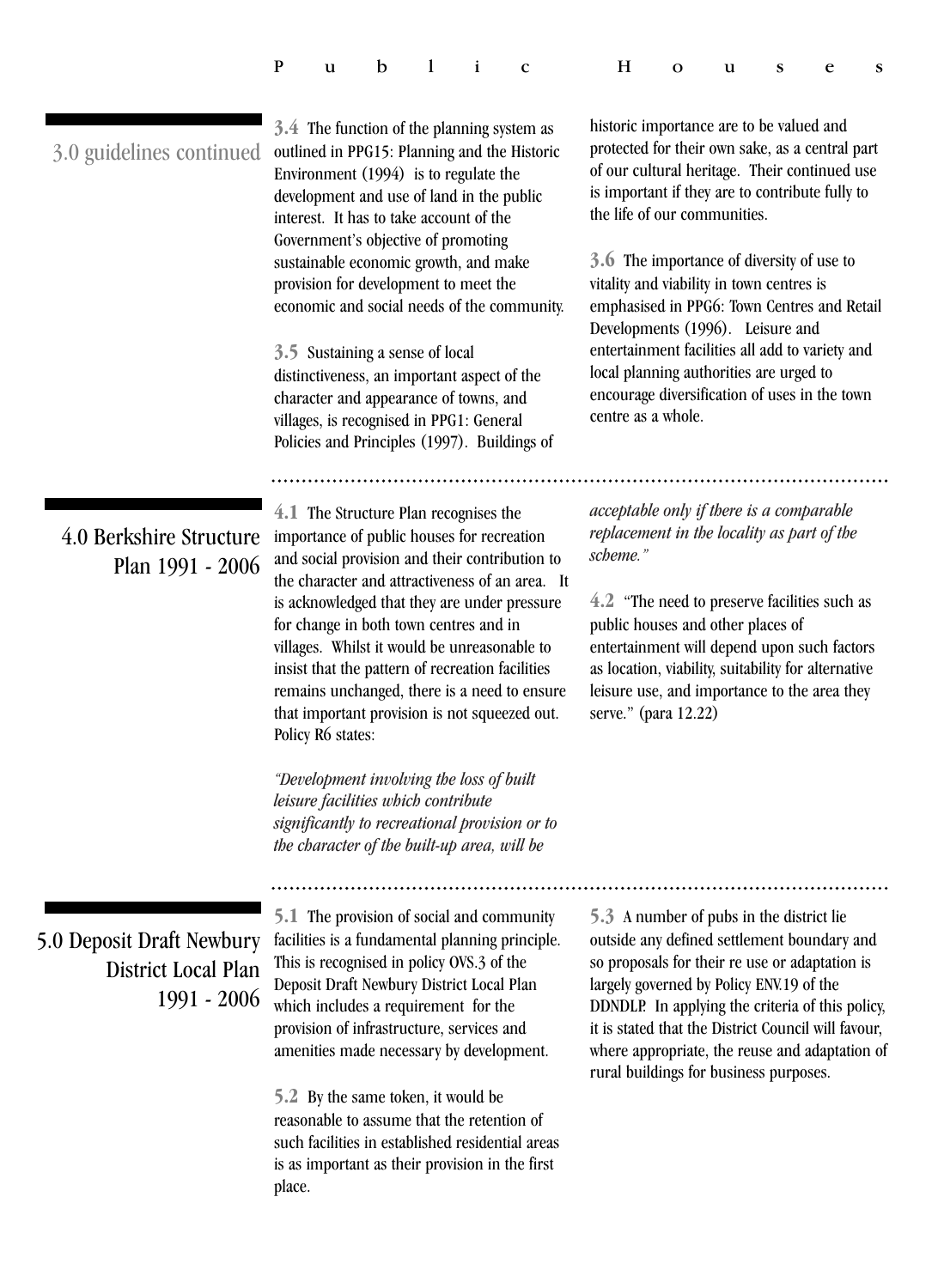## 3.0 guidelines continued

**3.4** The function of the planning system as outlined in PPG15: Planning and the Historic Environment (1994) is to regulate the development and use of land in the public interest. It has to take account of the Government's objective of promoting sustainable economic growth, and make provision for development to meet the economic and social needs of the community.

**3.5** Sustaining a sense of local distinctiveness, an important aspect of the character and appearance of towns, and villages, is recognised in PPG1: General Policies and Principles (1997). Buildings of historic importance are to be valued and protected for their own sake, as a central part of our cultural heritage. Their continued use is important if they are to contribute fully to the life of our communities.

**3.6** The importance of diversity of use to vitality and viability in town centres is emphasised in PPG6: Town Centres and Retail Developments (1996). Leisure and entertainment facilities all add to variety and local planning authorities are urged to encourage diversification of uses in the town centre as a whole.

## 4.0 Berkshire Structure Plan 1991 - 2006

**4.1** The Structure Plan recognises the importance of public houses for recreation and social provision and their contribution to the character and attractiveness of an area. It is acknowledged that they are under pressure for change in both town centres and in villages. Whilst it would be unreasonable to insist that the pattern of recreation facilities remains unchanged, there is a need to ensure that important provision is not squeezed out. Policy R6 states:

*"Development involving the loss of built leisure facilities which contribute significantly to recreational provision or to the character of the built-up area, will be acceptable only if there is a comparable replacement in the locality as part of the scheme."*

**4.2** "The need to preserve facilities such as public houses and other places of entertainment will depend upon such factors as location, viability, suitability for alternative leisure use, and importance to the area they serve." (para 12.22)

## 5.0 Deposit Draft Newbury District Local Plan 1991 - 2006

**5.1** The provision of social and community facilities is a fundamental planning principle. This is recognised in policy OVS.3 of the Deposit Draft Newbury District Local Plan which includes a requirement for the provision of infrastructure, services and amenities made necessary by development.

**5.2** By the same token, it would be reasonable to assume that the retention of such facilities in established residential areas is as important as their provision in the first place.

**5.3** A number of pubs in the district lie outside any defined settlement boundary and so proposals for their re use or adaptation is largely governed by Policy ENV.19 of the DDNDLP. In applying the criteria of this policy, it is stated that the District Council will favour, where appropriate, the reuse and adaptation of rural buildings for business purposes.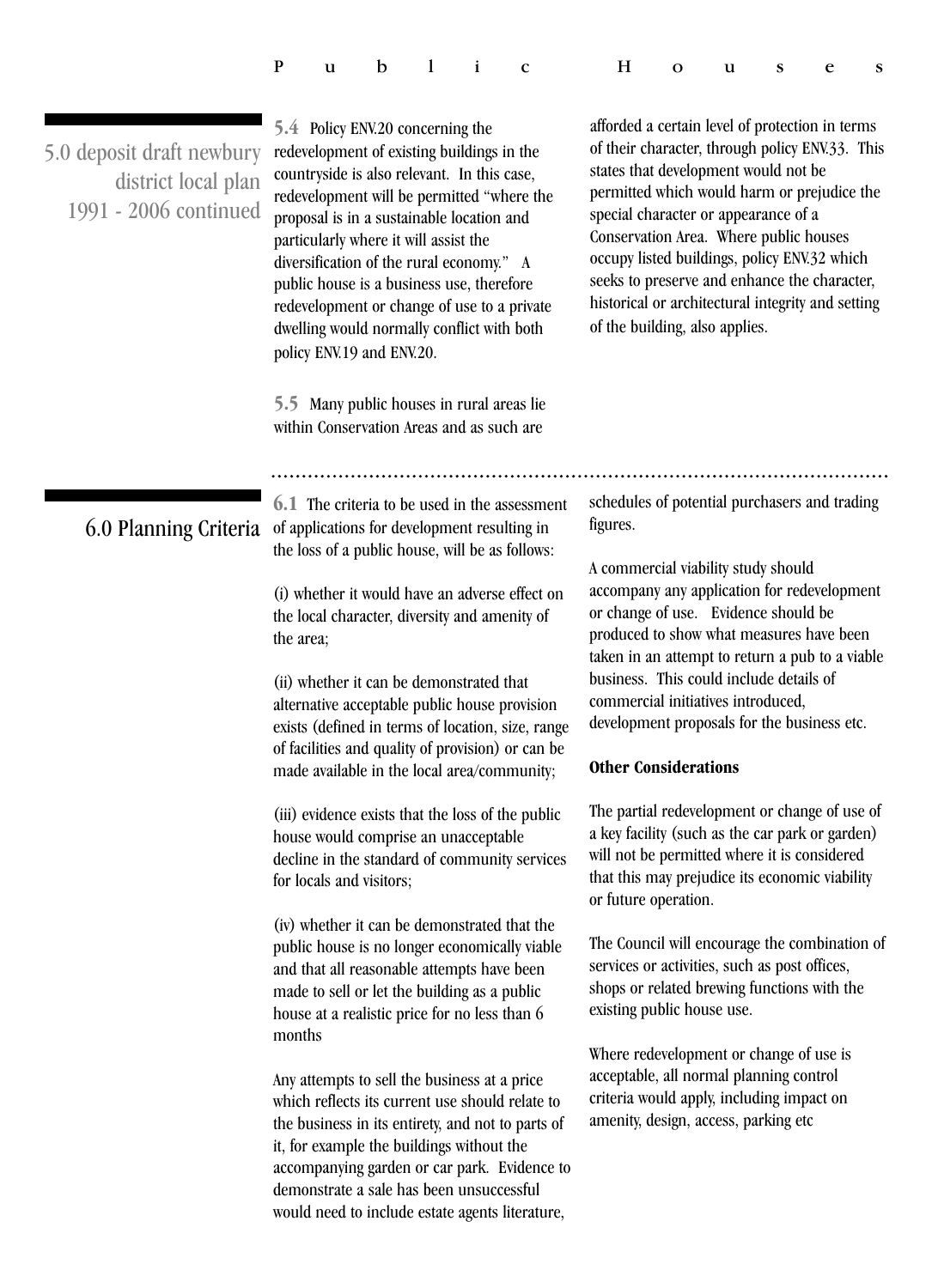## 5.0 deposit draft newbury district local plan 1991 - 2006 continued

**5.4** Policy ENV.20 concerning the redevelopment of existing buildings in the countryside is also relevant. In this case, redevelopment will be permitted "where the proposal is in a sustainable location and particularly where it will assist the diversification of the rural economy." A public house is a business use, therefore redevelopment or change of use to a private dwelling would normally conflict with both policy ENV.19 and ENV.20.

**5.5** Many public houses in rural areas lie within Conservation Areas and as such are afforded a certain level of protection in terms of their character, through policy ENV.33. This states that development would not be permitted which would harm or prejudice the special character or appearance of a Conservation Area. Where public houses occupy listed buildings, policy ENV.32 which seeks to preserve and enhance the character, historical or architectural integrity and setting of the building, also applies.

## 6.0 Planning Criteria

**6.1** The criteria to be used in the assessment of applications for development resulting in the loss of a public house, will be as follows:

(i) whether it would have an adverse effect on the local character, diversity and amenity of the area;

(ii) whether it can be demonstrated that alternative acceptable public house provision exists (defined in terms of location, size, range of facilities and quality of provision) or can be made available in the local area/community;

(iii) evidence exists that the loss of the public house would comprise an unacceptable decline in the standard of community services for locals and visitors;

(iv) whether it can be demonstrated that the public house is no longer economically viable and that all reasonable attempts have been made to sell or let the building as a public house at a realistic price for no less than 6 months

Any attempts to sell the business at a price which reflects its current use should relate to the business in its entirety, and not to parts of it, for example the buildings without the accompanying garden or car park. Evidence to demonstrate a sale has been unsuccessful would need to include estate agents literature, schedules of potential purchasers and trading figures.

A commercial viability study should accompany any application for redevelopment or change of use. Evidence should be produced to show what measures have been taken in an attempt to return a pub to a viable business. This could include details of commercial initiatives introduced, development proposals for the business etc.

**Other Considerations**

The partial redevelopment or change of use of a key facility (such as the car park or garden) will not be permitted where it is considered that this may prejudice its economic viability or future operation.

The Council will encourage the combination of services or activities, such as post offices, shops or related brewing functions with the existing public house use.

Where redevelopment or change of use is acceptable, all normal planning control criteria would apply, including impact on amenity, design, access, parking etc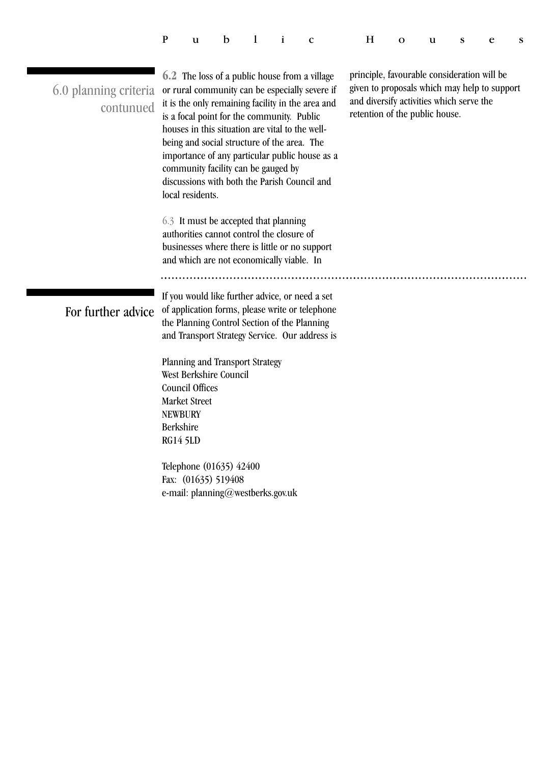## 6.0 planning criteria contunued

**6.2** The loss of a public house from a village or rural community can be especially severe if it is the only remaining facility in the area and is a focal point for the community. Public houses in this situation are vital to the well-being and social structure of the area. The importance of any particular public house as a community facility can be gauged by discussions with both the Parish Council and local residents.

6.3 It must be accepted that planning authorities cannot control the closure of businesses where there is little or no support and which are not economically viable. In principle, favourable consideration will be given to proposals which may help to support and diversify activities which serve the retention of the public house.

## For further advice

If you would like further advice, or need a set of application forms, please write or telephone the Planning Control Section of the Planning and Transport Strategy Service. Our address is

Planning and Transport Strategy
West Berkshire Council
Council Offices
Market Street
NEWBURY
Berkshire
RG14 5LD

Telephone (01635) 42400
Fax: (01635) 519408
e-mail: planning@westberks.gov.uk